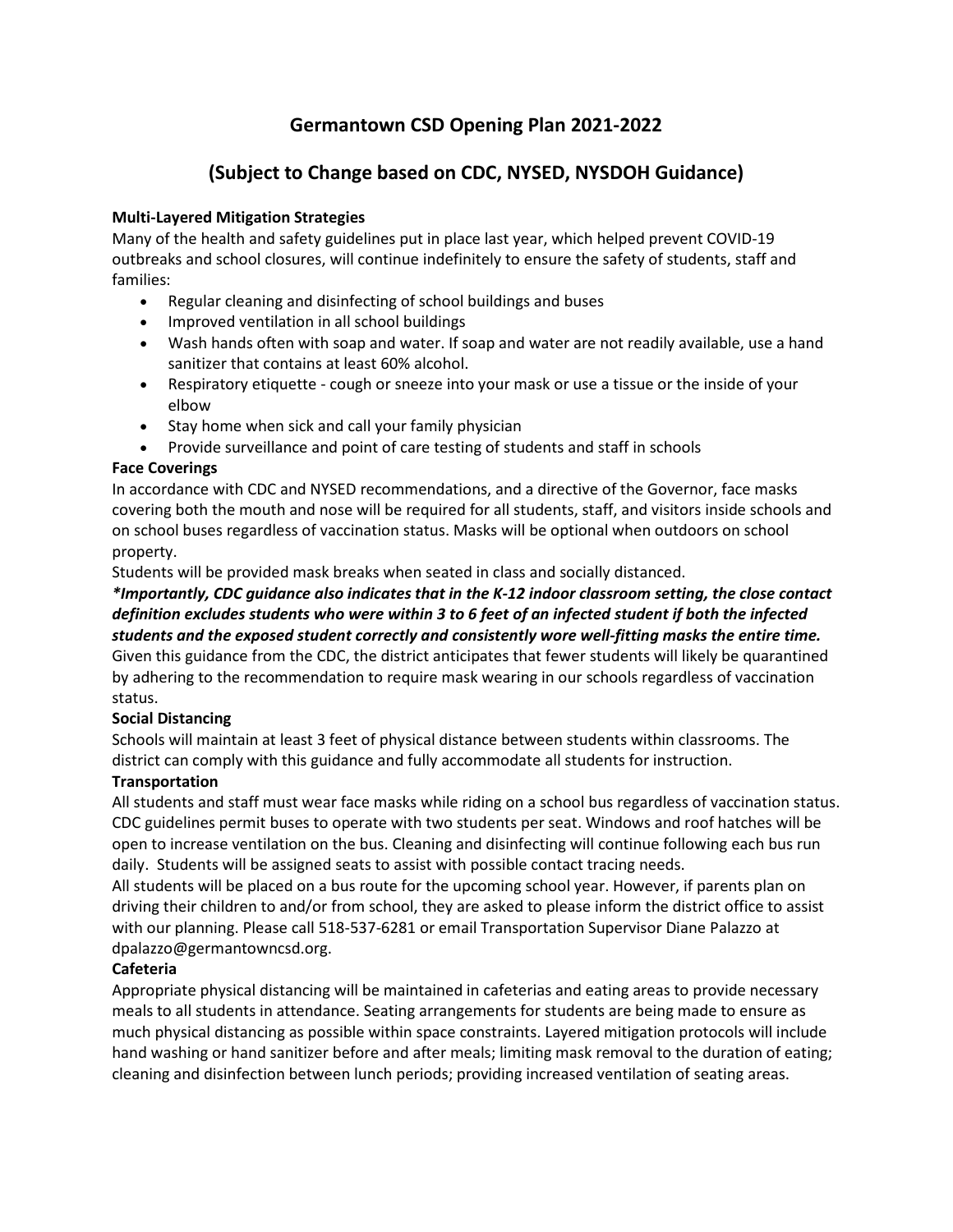# Germantown CSD Opening Plan 2021-2022

## (Subject to Change based on CDC, NYSED, NYSDOH Guidance)

**Multi-Layered Mitigation Strategies**

Many of the health and safety guidelines put in place last year, which helped prevent COVID-19 outbreaks and school closures, will continue indefinitely to ensure the safety of students, staff and families:

- Regular cleaning and disinfecting of school buildings and buses
- Improved ventilation in all school buildings
- Wash hands often with soap and water. If soap and water are not readily available, use a hand sanitizer that contains at least 60% alcohol.
- Respiratory etiquette - cough or sneeze into your mask or use a tissue or the inside of your elbow
- Stay home when sick and call your family physician
- Provide surveillance and point of care testing of students and staff in schools

**Face Coverings**

In accordance with CDC and NYSED recommendations, and a directive of the Governor, face masks covering both the mouth and nose will be required for all students, staff, and visitors inside schools and on school buses regardless of vaccination status. Masks will be optional when outdoors on school property.

Students will be provided mask breaks when seated in class and socially distanced.

***Importantly, CDC guidance also indicates that in the K-12 indoor classroom setting, the close contact definition excludes students who were within 3 to 6 feet of an infected student if both the infected students and the exposed student correctly and consistently wore well-fitting masks the entire time.***

Given this guidance from the CDC, the district anticipates that fewer students will likely be quarantined by adhering to the recommendation to require mask wearing in our schools regardless of vaccination status.

**Social Distancing**

Schools will maintain at least 3 feet of physical distance between students within classrooms. The district can comply with this guidance and fully accommodate all students for instruction.

**Transportation**

All students and staff must wear face masks while riding on a school bus regardless of vaccination status. CDC guidelines permit buses to operate with two students per seat. Windows and roof hatches will be open to increase ventilation on the bus. Cleaning and disinfecting will continue following each bus run daily. Students will be assigned seats to assist with possible contact tracing needs.

All students will be placed on a bus route for the upcoming school year. However, if parents plan on driving their children to and/or from school, they are asked to please inform the district office to assist with our planning. Please call 518-537-6281 or email Transportation Supervisor Diane Palazzo at dpalazzo@germantowncsd.org.

**Cafeteria**

Appropriate physical distancing will be maintained in cafeterias and eating areas to provide necessary meals to all students in attendance. Seating arrangements for students are being made to ensure as much physical distancing as possible within space constraints. Layered mitigation protocols will include hand washing or hand sanitizer before and after meals; limiting mask removal to the duration of eating; cleaning and disinfection between lunch periods; providing increased ventilation of seating areas.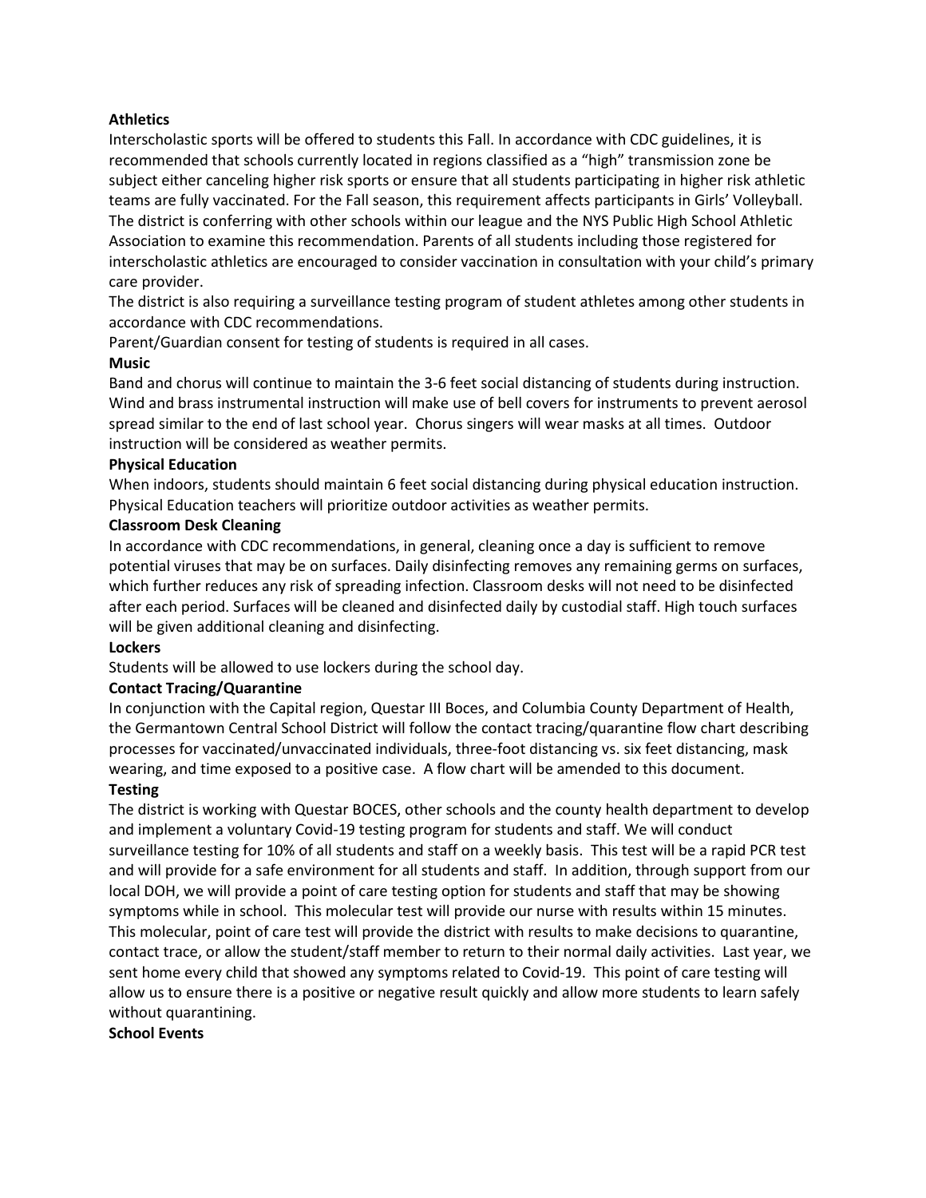**Athletics**

Interscholastic sports will be offered to students this Fall. In accordance with CDC guidelines, it is recommended that schools currently located in regions classified as a "high" transmission zone be subject either canceling higher risk sports or ensure that all students participating in higher risk athletic teams are fully vaccinated. For the Fall season, this requirement affects participants in Girls' Volleyball. The district is conferring with other schools within our league and the NYS Public High School Athletic Association to examine this recommendation. Parents of all students including those registered for interscholastic athletics are encouraged to consider vaccination in consultation with your child's primary care provider.

The district is also requiring a surveillance testing program of student athletes among other students in accordance with CDC recommendations.

Parent/Guardian consent for testing of students is required in all cases.

**Music**

Band and chorus will continue to maintain the 3-6 feet social distancing of students during instruction. Wind and brass instrumental instruction will make use of bell covers for instruments to prevent aerosol spread similar to the end of last school year. Chorus singers will wear masks at all times. Outdoor instruction will be considered as weather permits.

**Physical Education**

When indoors, students should maintain 6 feet social distancing during physical education instruction. Physical Education teachers will prioritize outdoor activities as weather permits.

**Classroom Desk Cleaning**

In accordance with CDC recommendations, in general, cleaning once a day is sufficient to remove potential viruses that may be on surfaces. Daily disinfecting removes any remaining germs on surfaces, which further reduces any risk of spreading infection. Classroom desks will not need to be disinfected after each period. Surfaces will be cleaned and disinfected daily by custodial staff. High touch surfaces will be given additional cleaning and disinfecting.

**Lockers**

Students will be allowed to use lockers during the school day.

**Contact Tracing/Quarantine**

In conjunction with the Capital region, Questar III Boces, and Columbia County Department of Health, the Germantown Central School District will follow the contact tracing/quarantine flow chart describing processes for vaccinated/unvaccinated individuals, three-foot distancing vs. six feet distancing, mask wearing, and time exposed to a positive case. A flow chart will be amended to this document.

**Testing**

The district is working with Questar BOCES, other schools and the county health department to develop and implement a voluntary Covid-19 testing program for students and staff. We will conduct surveillance testing for 10% of all students and staff on a weekly basis. This test will be a rapid PCR test and will provide for a safe environment for all students and staff. In addition, through support from our local DOH, we will provide a point of care testing option for students and staff that may be showing symptoms while in school. This molecular test will provide our nurse with results within 15 minutes. This molecular, point of care test will provide the district with results to make decisions to quarantine, contact trace, or allow the student/staff member to return to their normal daily activities. Last year, we sent home every child that showed any symptoms related to Covid-19. This point of care testing will allow us to ensure there is a positive or negative result quickly and allow more students to learn safely without quarantining.

**School Events**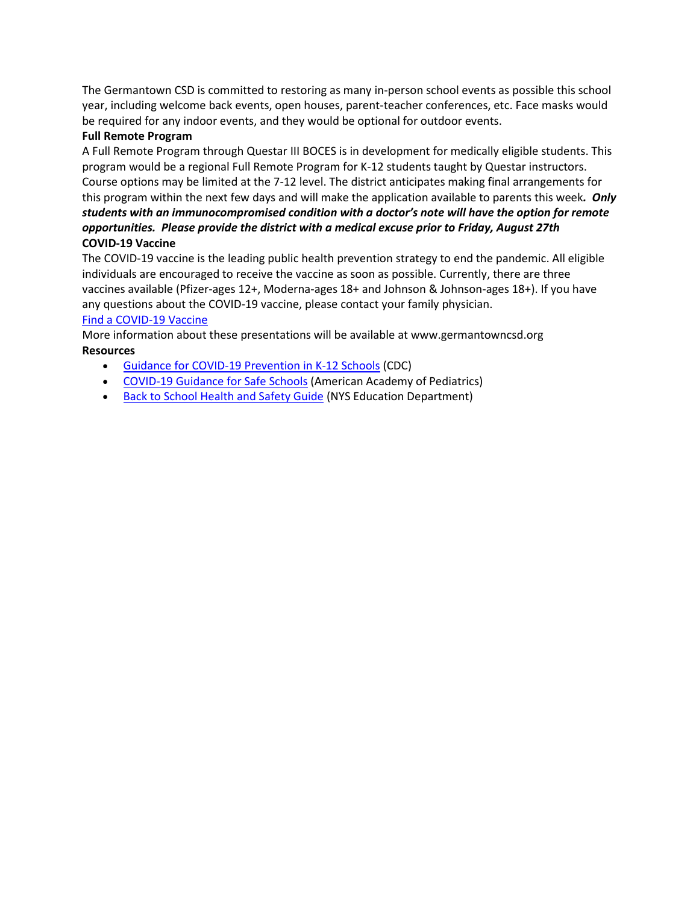The Germantown CSD is committed to restoring as many in-person school events as possible this school year, including welcome back events, open houses, parent-teacher conferences, etc. Face masks would be required for any indoor events, and they would be optional for outdoor events.

**Full Remote Program**

A Full Remote Program through Questar III BOCES is in development for medically eligible students. This program would be a regional Full Remote Program for K-12 students taught by Questar instructors. Course options may be limited at the 7-12 level. The district anticipates making final arrangements for this program within the next few days and will make the application available to parents this week***. Only students with an immunocompromised condition with a doctor's note will have the option for remote opportunities. Please provide the district with a medical excuse prior to Friday, August 27th***

**COVID-19 Vaccine**

The COVID-19 vaccine is the leading public health prevention strategy to end the pandemic. All eligible individuals are encouraged to receive the vaccine as soon as possible. Currently, there are three vaccines available (Pfizer-ages 12+, Moderna-ages 18+ and Johnson & Johnson-ages 18+). If you have any questions about the COVID-19 vaccine, please contact your family physician.

Find a COVID-19 Vaccine

More information about these presentations will be available at www.germantowncsd.org

**Resources**

- Guidance for COVID-19 Prevention in K-12 Schools (CDC)
- COVID-19 Guidance for Safe Schools (American Academy of Pediatrics)
- Back to School Health and Safety Guide (NYS Education Department)